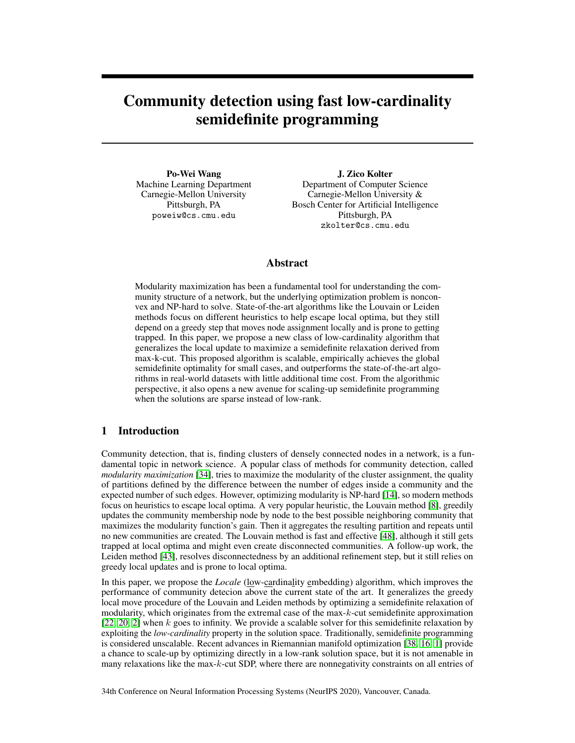# Community detection using fast low-cardinality semidefinite programming

**Po-Wei Wang**
Machine Learning Department
Carnegie-Mellon University
Pittsburgh, PA
poweiw@cs.cmu.edu

**J. Zico Kolter**
Department of Computer Science
Carnegie-Mellon University &
Bosch Center for Artificial Intelligence
Pittsburgh, PA
zkolter@cs.cmu.edu

## Abstract

Modularity maximization has been a fundamental tool for understanding the community structure of a network, but the underlying optimization problem is nonconvex and NP-hard to solve. State-of-the-art algorithms like the Louvain or Leiden methods focus on different heuristics to help escape local optima, but they still depend on a greedy step that moves node assignment locally and is prone to getting trapped. In this paper, we propose a new class of low-cardinality algorithm that generalizes the local update to maximize a semidefinite relaxation derived from max-k-cut. This proposed algorithm is scalable, empirically achieves the global semidefinite optimality for small cases, and outperforms the state-of-the-art algorithms in real-world datasets with little additional time cost. From the algorithmic perspective, it also opens a new avenue for scaling-up semidefinite programming when the solutions are sparse instead of low-rank.

## 1 Introduction

Community detection, that is, finding clusters of densely connected nodes in a network, is a fundamental topic in network science. A popular class of methods for community detection, called *modularity maximization* [34], tries to maximize the modularity of the cluster assignment, the quality of partitions defined by the difference between the number of edges inside a community and the expected number of such edges. However, optimizing modularity is NP-hard [14], so modern methods focus on heuristics to escape local optima. A very popular heuristic, the Louvain method [8], greedily updates the community membership node by node to the best possible neighboring community that maximizes the modularity function's gain. Then it aggregates the resulting partition and repeats until no new communities are created. The Louvain method is fast and effective [48], although it still gets trapped at local optima and might even create disconnected communities. A follow-up work, the Leiden method [43], resolves disconnectedness by an additional refinement step, but it still relies on greedy local updates and is prone to local optima.

In this paper, we propose the *Locale* (low-cardinality embedding) algorithm, which improves the performance of community detecion above the current state of the art. It generalizes the greedy local move procedure of the Louvain and Leiden methods by optimizing a semidefinite relaxation of modularity, which originates from the extremal case of the max-$k$-cut semidefinite approximation [22, 20, 2] when $k$ goes to infinity. We provide a scalable solver for this semidefinite relaxation by exploiting the *low-cardinality* property in the solution space. Traditionally, semidefinite programming is considered unscalable. Recent advances in Riemannian manifold optimization [38, 16, 1] provide a chance to scale-up by optimizing directly in a low-rank solution space, but it is not amenable in many relaxations like the max-$k$-cut SDP, where there are nonnegativity constraints on all entries of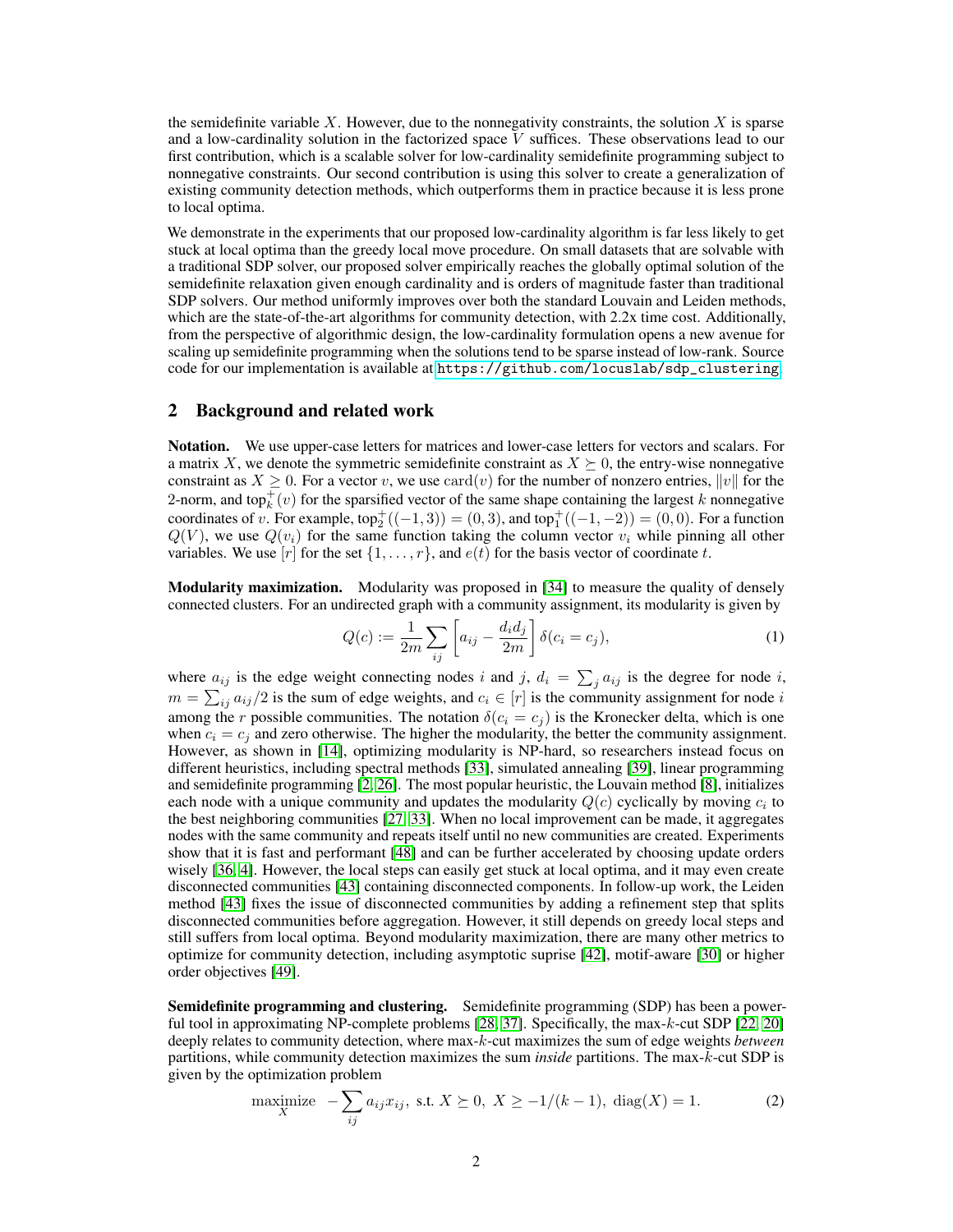the semidefinite variable $X$. However, due to the nonnegativity constraints, the solution $X$ is sparse and a low-cardinality solution in the factorized space $V$ suffices. These observations lead to our first contribution, which is a scalable solver for low-cardinality semidefinite programming subject to nonnegative constraints. Our second contribution is using this solver to create a generalization of existing community detection methods, which outperforms them in practice because it is less prone to local optima.

We demonstrate in the experiments that our proposed low-cardinality algorithm is far less likely to get stuck at local optima than the greedy local move procedure. On small datasets that are solvable with a traditional SDP solver, our proposed solver empirically reaches the globally optimal solution of the semidefinite relaxation given enough cardinality and is orders of magnitude faster than traditional SDP solvers. Our method uniformly improves over both the standard Louvain and Leiden methods, which are the state-of-the-art algorithms for community detection, with 2.2x time cost. Additionally, from the perspective of algorithmic design, the low-cardinality formulation opens a new avenue for scaling up semidefinite programming when the solutions tend to be sparse instead of low-rank. Source code for our implementation is available at https://github.com/locuslab/sdp_clustering.

## 2 Background and related work

**Notation.** We use upper-case letters for matrices and lower-case letters for vectors and scalars. For a matrix $X$, we denote the symmetric semidefinite constraint as $X \succeq 0$, the entry-wise nonnegative constraint as $X \geq 0$. For a vector $v$, we use $\mathrm{card}(v)$ for the number of nonzero entries, $\|v\|$ for the 2-norm, and $\mathrm{top}_k^+(v)$ for the sparsified vector of the same shape containing the largest $k$ nonnegative coordinates of $v$. For example, $\mathrm{top}_2^+((-1,3)) = (0,3)$, and $\mathrm{top}_1^+((-1,-2)) = (0,0)$. For a function $Q(V)$, we use $Q(v_i)$ for the same function taking the column vector $v_i$ while pinning all other variables. We use $[r]$ for the set $\{1,\dots,r\}$, and $e(t)$ for the basis vector of coordinate $t$.

**Modularity maximization.** Modularity was proposed in [34] to measure the quality of densely connected clusters. For an undirected graph with a community assignment, its modularity is given by

$$Q(c) := \frac{1}{2m}\sum_{ij}\left[a_{ij} - \frac{d_i d_j}{2m}\right]\delta(c_i = c_j), \tag{1}$$

where $a_{ij}$ is the edge weight connecting nodes $i$ and $j$, $d_i = \sum_j a_{ij}$ is the degree for node $i$, $m = \sum_{ij} a_{ij}/2$ is the sum of edge weights, and $c_i \in [r]$ is the community assignment for node $i$ among the $r$ possible communities. The notation $\delta(c_i = c_j)$ is the Kronecker delta, which is one when $c_i = c_j$ and zero otherwise. The higher the modularity, the better the community assignment. However, as shown in [14], optimizing modularity is NP-hard, so researchers instead focus on different heuristics, including spectral methods [33], simulated annealing [39], linear programming and semidefinite programming [2, 26]. The most popular heuristic, the Louvain method [8], initializes each node with a unique community and updates the modularity $Q(c)$ cyclically by moving $c_i$ to the best neighboring communities [27, 33]. When no local improvement can be made, it aggregates nodes with the same community and repeats itself until no new communities are created. Experiments show that it is fast and performant [48] and can be further accelerated by choosing update orders wisely [36, 4]. However, the local steps can easily get stuck at local optima, and it may even create disconnected communities [43] containing disconnected components. In follow-up work, the Leiden method [43] fixes the issue of disconnected communities by adding a refinement step that splits disconnected communities before aggregation. However, it still depends on greedy local steps and still suffers from local optima. Beyond modularity maximization, there are many other metrics to optimize for community detection, including asymptotic suprise [42], motif-aware [30] or higher order objectives [49].

**Semidefinite programming and clustering.** Semidefinite programming (SDP) has been a powerful tool in approximating NP-complete problems [28, 37]. Specifically, the max-$k$-cut SDP [22, 20] deeply relates to community detection, where max-$k$-cut maximizes the sum of edge weights *between* partitions, while community detection maximizes the sum *inside* partitions. The max-$k$-cut SDP is given by the optimization problem

$$\underset{X}{\text{maximize}} \quad -\sum_{ij} a_{ij}x_{ij}, \text{ s.t. } X \succeq 0,\ X \geq -1/(k-1),\ \mathrm{diag}(X) = 1. \tag{2}$$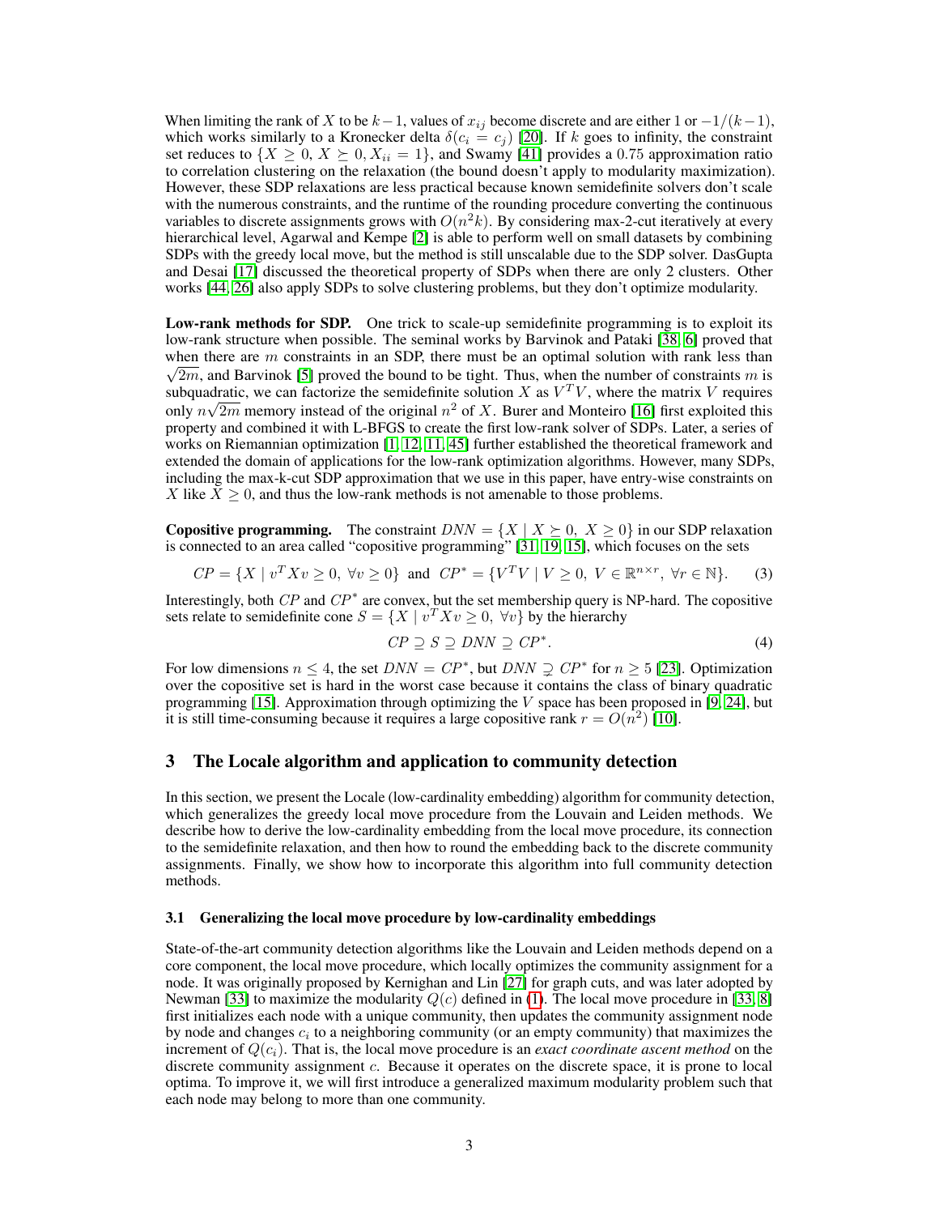When limiting the rank of $X$ to be $k-1$, values of $x_{ij}$ become discrete and are either 1 or $-1/(k-1)$, which works similarly to a Kronecker delta $\delta(c_i = c_j)$ [20]. If $k$ goes to infinity, the constraint set reduces to $\{X \geq 0,\ X \succeq 0, X_{ii} = 1\}$, and Swamy [41] provides a 0.75 approximation ratio to correlation clustering on the relaxation (the bound doesn't apply to modularity maximization). However, these SDP relaxations are less practical because known semidefinite solvers don't scale with the numerous constraints, and the runtime of the rounding procedure converting the continuous variables to discrete assignments grows with $O(n^2 k)$. By considering max-2-cut iteratively at every hierarchical level, Agarwal and Kempe [2] is able to perform well on small datasets by combining SDPs with the greedy local move, but the method is still unscalable due to the SDP solver. DasGupta and Desai [17] discussed the theoretical property of SDPs when there are only 2 clusters. Other works [44, 26] also apply SDPs to solve clustering problems, but they don't optimize modularity.

**Low-rank methods for SDP.** One trick to scale-up semidefinite programming is to exploit its low-rank structure when possible. The seminal works by Barvinok and Pataki [38, 6] proved that when there are $m$ constraints in an SDP, there must be an optimal solution with rank less than $\sqrt{2m}$, and Barvinok [5] proved the bound to be tight. Thus, when the number of constraints $m$ is subquadratic, we can factorize the semidefinite solution $X$ as $V^T V$, where the matrix $V$ requires only $n\sqrt{2m}$ memory instead of the original $n^2$ of $X$. Burer and Monteiro [16] first exploited this property and combined it with L-BFGS to create the first low-rank solver of SDPs. Later, a series of works on Riemannian optimization [1, 12, 11, 45] further established the theoretical framework and extended the domain of applications for the low-rank optimization algorithms. However, many SDPs, including the max-k-cut SDP approximation that we use in this paper, have entry-wise constraints on $X$ like $X \geq 0$, and thus the low-rank methods is not amenable to those problems.

**Copositive programming.** The constraint $DNN = \{X \mid X \succeq 0,\ X \geq 0\}$ in our SDP relaxation is connected to an area called "copositive programming" [31, 19, 15], which focuses on the sets

$$CP = \{X \mid v^T X v \geq 0,\ \forall v \geq 0\} \text{ and } CP^* = \{V^T V \mid V \geq 0,\ V \in \mathbb{R}^{n \times r},\ \forall r \in \mathbb{N}\}. \tag{3}$$

Interestingly, both $CP$ and $CP^*$ are convex, but the set membership query is NP-hard. The copositive sets relate to semidefinite cone $S = \{X \mid v^T X v \geq 0,\ \forall v\}$ by the hierarchy

$$CP \supseteq S \supseteq DNN \supseteq CP^*. \tag{4}$$

For low dimensions $n \leq 4$, the set $DNN = CP^*$, but $DNN \supsetneq CP^*$ for $n \geq 5$ [23]. Optimization over the copositive set is hard in the worst case because it contains the class of binary quadratic programming [15]. Approximation through optimizing the $V$ space has been proposed in [9, 24], but it is still time-consuming because it requires a large copositive rank $r = O(n^2)$ [10].

## 3 The Locale algorithm and application to community detection

In this section, we present the Locale (low-cardinality embedding) algorithm for community detection, which generalizes the greedy local move procedure from the Louvain and Leiden methods. We describe how to derive the low-cardinality embedding from the local move procedure, its connection to the semidefinite relaxation, and then how to round the embedding back to the discrete community assignments. Finally, we show how to incorporate this algorithm into full community detection methods.

### 3.1 Generalizing the local move procedure by low-cardinality embeddings

State-of-the-art community detection algorithms like the Louvain and Leiden methods depend on a core component, the local move procedure, which locally optimizes the community assignment for a node. It was originally proposed by Kernighan and Lin [27] for graph cuts, and was later adopted by Newman [33] to maximize the modularity $Q(c)$ defined in (1). The local move procedure in [33, 8] first initializes each node with a unique community, then updates the community assignment node by node and changes $c_i$ to a neighboring community (or an empty community) that maximizes the increment of $Q(c_i)$. That is, the local move procedure is an *exact coordinate ascent method* on the discrete community assignment $c$. Because it operates on the discrete space, it is prone to local optima. To improve it, we will first introduce a generalized maximum modularity problem such that each node may belong to more than one community.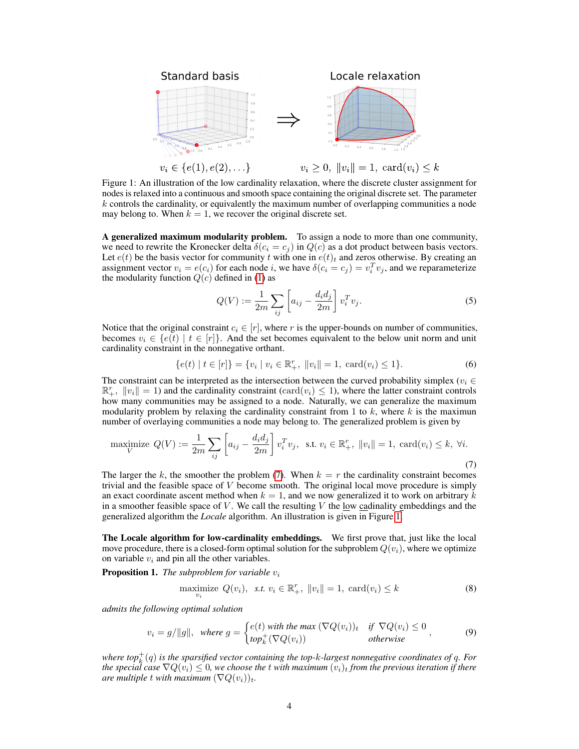Standard basis $\Rightarrow$ Locale relaxation

$v_i \in \{e(1), e(2), \ldots\}$ $\quad\quad$ $v_i \geq 0,\ \|v_i\| = 1,\ \mathrm{card}(v_i) \leq k$

Figure 1: An illustration of the low cardinality relaxation, where the discrete cluster assignment for nodes is relaxed into a continuous and smooth space containing the original discrete set. The parameter $k$ controls the cardinality, or equivalently the maximum number of overlapping communities a node may belong to. When $k = 1$, we recover the original discrete set.

**A generalized maximum modularity problem.** To assign a node to more than one community, we need to rewrite the Kronecker delta $\delta(c_i = c_j)$ in $Q(c)$ as a dot product between basis vectors. Let $e(t)$ be the basis vector for community $t$ with one in $e(t)_t$ and zeros otherwise. By creating an assignment vector $v_i = e(c_i)$ for each node $i$, we have $\delta(c_i = c_j) = v_i^T v_j$, and we reparameterize the modularity function $Q(c)$ defined in (1) as

$$Q(V) := \frac{1}{2m} \sum_{ij} \left[ a_{ij} - \frac{d_i d_j}{2m} \right] v_i^T v_j. \tag{5}$$

Notice that the original constraint $c_i \in [r]$, where $r$ is the upper-bounds on number of communities, becomes $v_i \in \{e(t) \mid t \in [r]\}$. And the set becomes equivalent to the below unit norm and unit cardinality constraint in the nonnegative orthant.

$$\{e(t) \mid t \in [r]\} = \{v_i \mid v_i \in \mathbb{R}_+^r,\ \|v_i\| = 1,\ \mathrm{card}(v_i) \leq 1\}. \tag{6}$$

The constraint can be interpreted as the intersection between the curved probability simplex ($v_i \in \mathbb{R}_+^r,\ \|v_i\| = 1$) and the cardinality constraint ($\mathrm{card}(v_i) \leq 1$), where the latter constraint controls how many communities may be assigned to a node. Naturally, we can generalize the maximum modularity problem by relaxing the cardinality constraint from 1 to $k$, where $k$ is the maximun number of overlaying communities a node may belong to. The generalized problem is given by

$$\underset{V}{\text{maximize}}\ Q(V) := \frac{1}{2m} \sum_{ij} \left[ a_{ij} - \frac{d_i d_j}{2m} \right] v_i^T v_j, \quad \text{s.t. } v_i \in \mathbb{R}_+^r,\ \|v_i\| = 1,\ \mathrm{card}(v_i) \leq k,\ \forall i. \tag{7}$$

The larger the $k$, the smoother the problem (7). When $k = r$ the cardinality constraint becomes trivial and the feasible space of $V$ become smooth. The original local move procedure is simply an exact coordinate ascent method when $k = 1$, and we now generalized it to work on arbitrary $k$ in a smoother feasible space of $V$. We call the resulting $V$ the low cadinality embeddings and the generalized algorithm the *Locale* algorithm. An illustration is given in Figure 1.

**The Locale algorithm for low-cardinality embeddings.** We first prove that, just like the local move procedure, there is a closed-form optimal solution for the subproblem $Q(v_i)$, where we optimize on variable $v_i$ and pin all the other variables.

**Proposition 1.** *The subproblem for variable $v_i$*

$$\underset{v_i}{\text{maximize}}\ Q(v_i), \quad \text{s.t. } v_i \in \mathbb{R}_+^r,\ \|v_i\| = 1,\ \mathrm{card}(v_i) \leq k \tag{8}$$

*admits the following optimal solution*

$$v_i = g/\|g\|, \quad \text{where } g = \begin{cases} e(t) \text{ with the max } (\nabla Q(v_i))_t & \text{if } \nabla Q(v_i) \leq 0 \\ \mathrm{top}_k^+(\nabla Q(v_i)) & \text{otherwise} \end{cases}, \tag{9}$$

*where $\mathrm{top}_k^+(q)$ is the sparsified vector containing the top-$k$-largest nonnegative coordinates of $q$. For the special case $\nabla Q(v_i) \leq 0$, we choose the $t$ with maximum $(v_i)_t$ from the previous iteration if there are multiple $t$ with maximum $(\nabla Q(v_i))_t$.*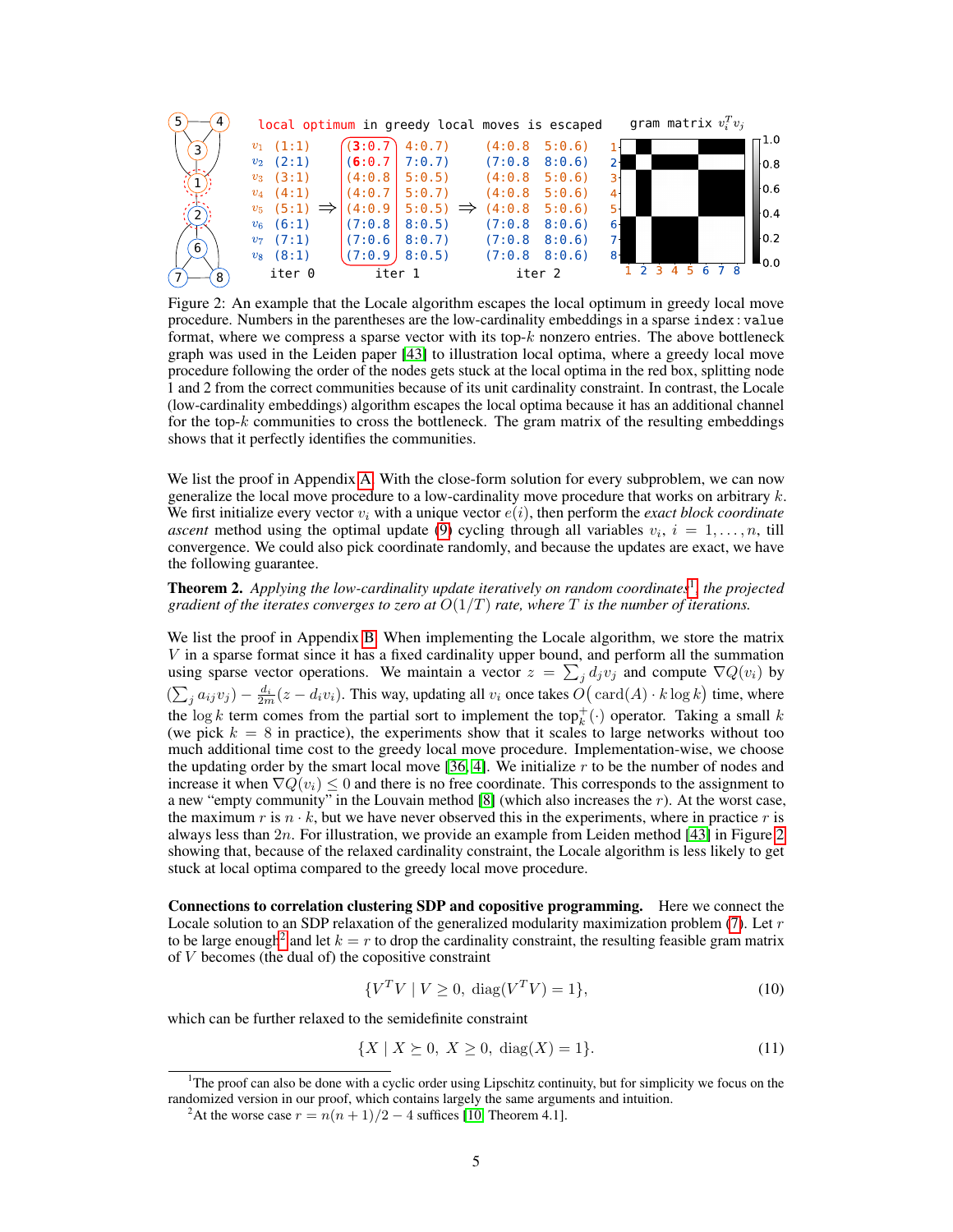Figure 2: An example that the Locale algorithm escapes the local optimum in greedy local move procedure. Numbers in the parentheses are the low-cardinality embeddings in a sparse `index:value` format, where we compress a sparse vector with its top-$k$ nonzero entries. The above bottleneck graph was used in the Leiden paper [43] to illustration local optima, where a greedy local move procedure following the order of the nodes gets stuck at the local optima in the red box, splitting node 1 and 2 from the correct communities because of its unit cardinality constraint. In contrast, the Locale (low-cardinality embeddings) algorithm escapes the local optima because it has an additional channel for the top-$k$ communities to cross the bottleneck. The gram matrix of the resulting embeddings shows that it perfectly identifies the communities.

We list the proof in Appendix A. With the close-form solution for every subproblem, we can now generalize the local move procedure to a low-cardinality move procedure that works on arbitrary $k$. We first initialize every vector $v_i$ with a unique vector $e(i)$, then perform the *exact block coordinate ascent* method using the optimal update (9) cycling through all variables $v_i$, $i = 1, \ldots, n$, till convergence. We could also pick coordinate randomly, and because the updates are exact, we have the following guarantee.

**Theorem 2.** *Applying the low-cardinality update iteratively on random coordinates*[1]*, the projected gradient of the iterates converges to zero at $O(1/T)$ rate, where $T$ is the number of iterations.*

We list the proof in Appendix B. When implementing the Locale algorithm, we store the matrix $V$ in a sparse format since it has a fixed cardinality upper bound, and perform all the summation using sparse vector operations. We maintain a vector $z = \sum_j d_j v_j$ and compute $\nabla Q(v_i)$ by $(\sum_j a_{ij} v_j) - \frac{d_i}{2m}(z - d_i v_i)$. This way, updating all $v_i$ once takes $O\big(\operatorname{card}(A) \cdot k \log k\big)$ time, where the $\log k$ term comes from the partial sort to implement the $\operatorname{top}_k^+(\cdot)$ operator. Taking a small $k$ (we pick $k = 8$ in practice), the experiments show that it scales to large networks without too much additional time cost to the greedy local move procedure. Implementation-wise, we choose the updating order by the smart local move [36, 4]. We initialize $r$ to be the number of nodes and increase it when $\nabla Q(v_i) \leq 0$ and there is no free coordinate. This corresponds to the assignment to a new "empty community" in the Louvain method [8] (which also increases the $r$). At the worst case, the maximum $r$ is $n \cdot k$, but we have never observed this in the experiments, where in practice $r$ is always less than $2n$. For illustration, we provide an example from Leiden method [43] in Figure 2 showing that, because of the relaxed cardinality constraint, the Locale algorithm is less likely to get stuck at local optima compared to the greedy local move procedure.

**Connections to correlation clustering SDP and copositive programming.** Here we connect the Locale solution to an SDP relaxation of the generalized modularity maximization problem (7). Let $r$ to be large enough[2] and let $k = r$ to drop the cardinality constraint, the resulting feasible gram matrix of $V$ becomes (the dual of) the copositive constraint

$$\{V^T V \mid V \geq 0,\ \operatorname{diag}(V^T V) = 1\}, \tag{10}$$

which can be further relaxed to the semidefinite constraint

$$\{X \mid X \succeq 0,\ X \geq 0,\ \operatorname{diag}(X) = 1\}. \tag{11}$$

---

[1] The proof can also be done with a cyclic order using Lipschitz continuity, but for simplicity we focus on the randomized version in our proof, which contains largely the same arguments and intuition.

[2] At the worse case $r = n(n+1)/2 - 4$ suffices [10, Theorem 4.1].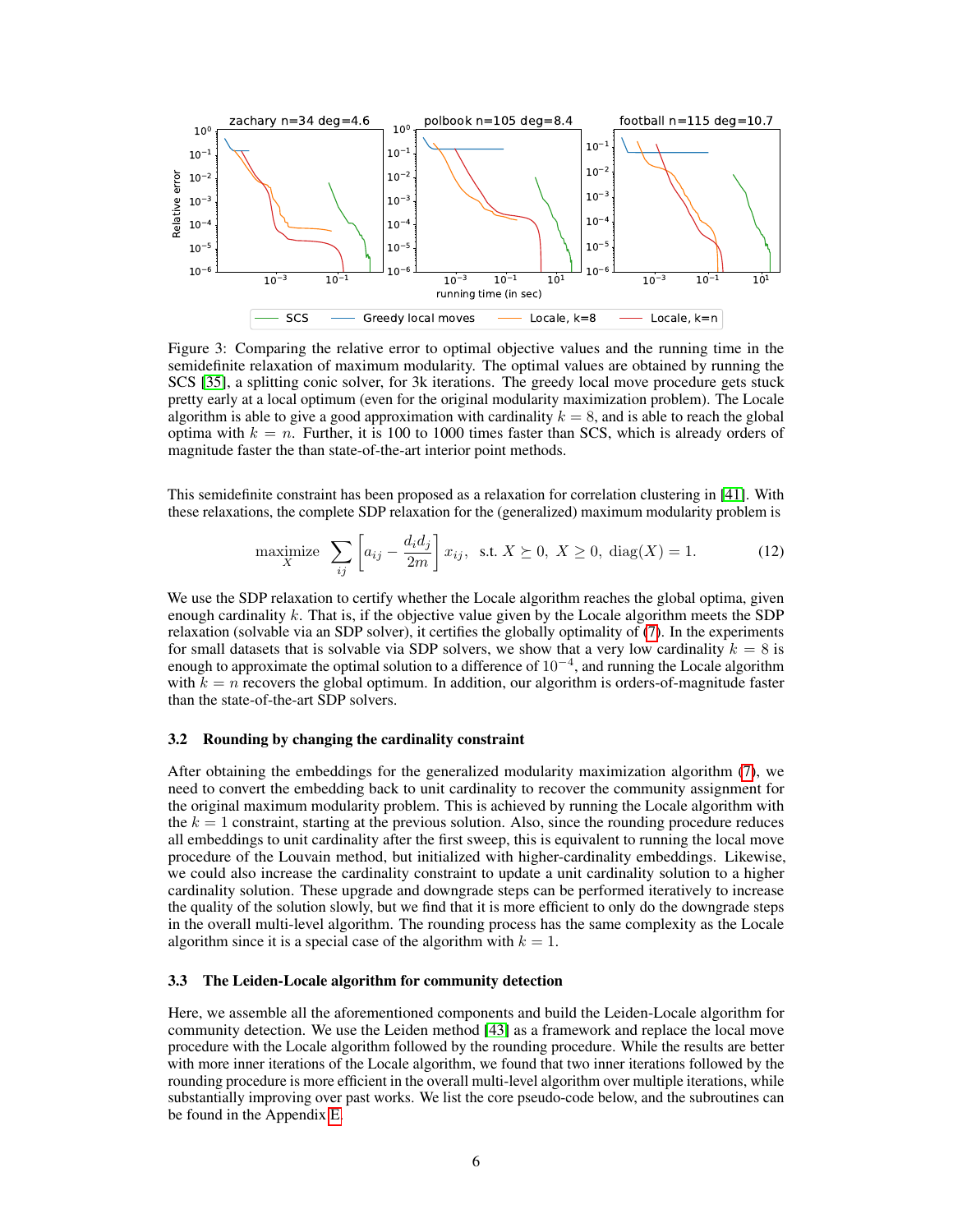Figure 3: Comparing the relative error to optimal objective values and the running time in the semidefinite relaxation of maximum modularity. The optimal values are obtained by running the SCS [35], a splitting conic solver, for 3k iterations. The greedy local move procedure gets stuck pretty early at a local optimum (even for the original modularity maximization problem). The Locale algorithm is able to give a good approximation with cardinality $k = 8$, and is able to reach the global optima with $k = n$. Further, it is 100 to 1000 times faster than SCS, which is already orders of magnitude faster the than state-of-the-art interior point methods.

This semidefinite constraint has been proposed as a relaxation for correlation clustering in [41]. With these relaxations, the complete SDP relaxation for the (generalized) maximum modularity problem is

$$\underset{X}{\text{maximize}} \sum_{ij} \left[ a_{ij} - \frac{d_i d_j}{2m} \right] x_{ij}, \quad \text{s.t. } X \succeq 0,\ X \geq 0,\ \text{diag}(X) = 1. \tag{12}$$

We use the SDP relaxation to certify whether the Locale algorithm reaches the global optima, given enough cardinality $k$. That is, if the objective value given by the Locale algorithm meets the SDP relaxation (solvable via an SDP solver), it certifies the globally optimality of (7). In the experiments for small datasets that is solvable via SDP solvers, we show that a very low cardinality $k = 8$ is enough to approximate the optimal solution to a difference of $10^{-4}$, and running the Locale algorithm with $k = n$ recovers the global optimum. In addition, our algorithm is orders-of-magnitude faster than the state-of-the-art SDP solvers.

### 3.2 Rounding by changing the cardinality constraint

After obtaining the embeddings for the generalized modularity maximization algorithm (7), we need to convert the embedding back to unit cardinality to recover the community assignment for the original maximum modularity problem. This is achieved by running the Locale algorithm with the $k = 1$ constraint, starting at the previous solution. Also, since the rounding procedure reduces all embeddings to unit cardinality after the first sweep, this is equivalent to running the local move procedure of the Louvain method, but initialized with higher-cardinality embeddings. Likewise, we could also increase the cardinality constraint to update a unit cardinality solution to a higher cardinality solution. These upgrade and downgrade steps can be performed iteratively to increase the quality of the solution slowly, but we find that it is more efficient to only do the downgrade steps in the overall multi-level algorithm. The rounding process has the same complexity as the Locale algorithm since it is a special case of the algorithm with $k = 1$.

### 3.3 The Leiden-Locale algorithm for community detection

Here, we assemble all the aforementioned components and build the Leiden-Locale algorithm for community detection. We use the Leiden method [43] as a framework and replace the local move procedure with the Locale algorithm followed by the rounding procedure. While the results are better with more inner iterations of the Locale algorithm, we found that two inner iterations followed by the rounding procedure is more efficient in the overall multi-level algorithm over multiple iterations, while substantially improving over past works. We list the core pseudo-code below, and the subroutines can be found in the Appendix E.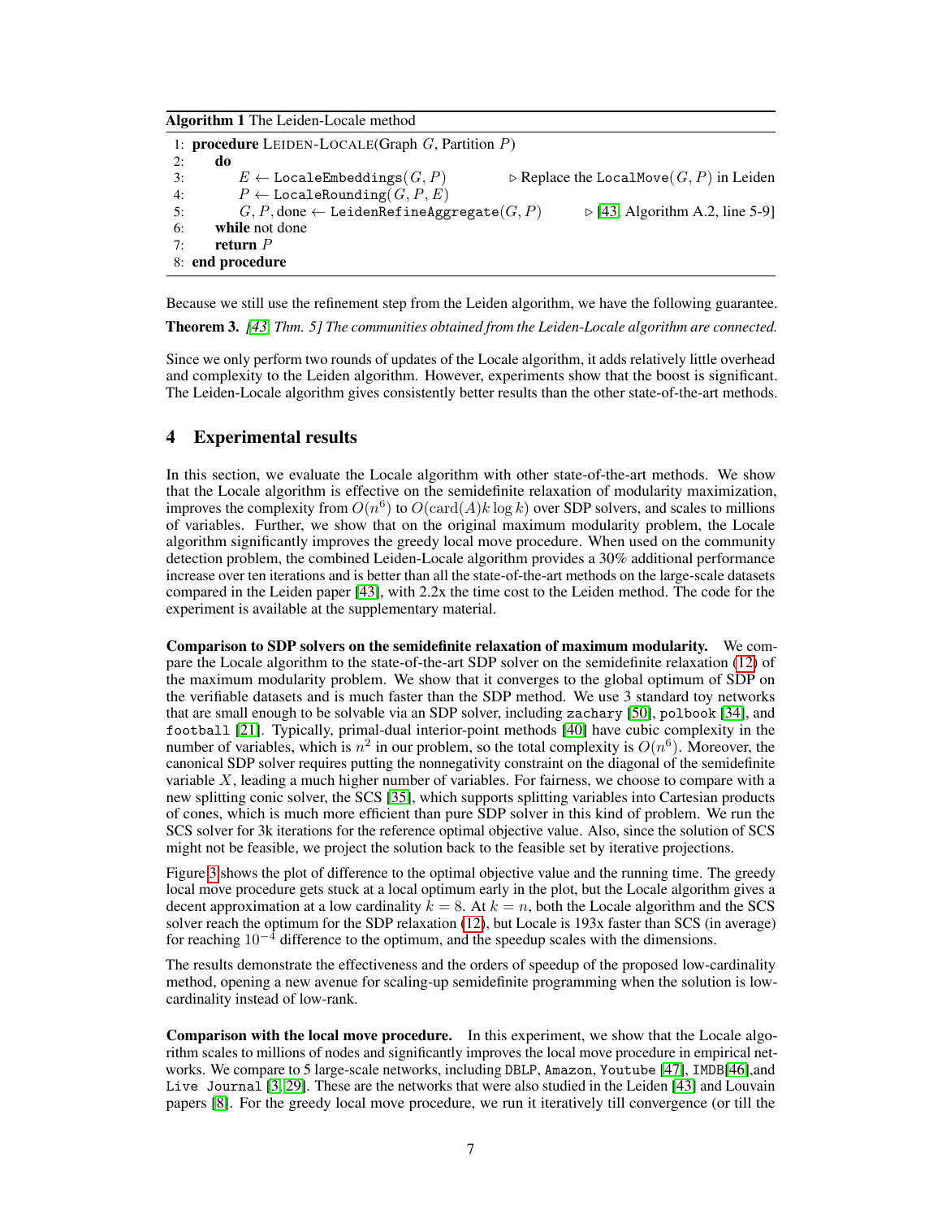**Algorithm 1** The Leiden-Locale method

```
1: procedure LEIDEN-LOCALE(Graph G, Partition P)
2:     do
3:         E ← LocaleEmbeddings(G, P)            ▷ Replace the LocalMove(G, P) in Leiden
4:         P ← LocaleRounding(G, P, E)
5:         G, P, done ← LeidenRefineAggregate(G, P)      ▷ [43, Algorithm A.2, line 5-9]
6:     while not done
7:     return P
8: end procedure
```

Because we still use the refinement step from the Leiden algorithm, we have the following guarantee.

**Theorem 3.** *[43, Thm. 5] The communities obtained from the Leiden-Locale algorithm are connected.*

Since we only perform two rounds of updates of the Locale algorithm, it adds relatively little overhead and complexity to the Leiden algorithm. However, experiments show that the boost is significant. The Leiden-Locale algorithm gives consistently better results than the other state-of-the-art methods.

## 4 Experimental results

In this section, we evaluate the Locale algorithm with other state-of-the-art methods. We show that the Locale algorithm is effective on the semidefinite relaxation of modularity maximization, improves the complexity from $O(n^6)$ to $O(\mathrm{card}(A)k \log k)$ over SDP solvers, and scales to millions of variables. Further, we show that on the original maximum modularity problem, the Locale algorithm significantly improves the greedy local move procedure. When used on the community detection problem, the combined Leiden-Locale algorithm provides a 30% additional performance increase over ten iterations and is better than all the state-of-the-art methods on the large-scale datasets compared in the Leiden paper [43], with 2.2x the time cost to the Leiden method. The code for the experiment is available at the supplementary material.

**Comparison to SDP solvers on the semidefinite relaxation of maximum modularity.** We compare the Locale algorithm to the state-of-the-art SDP solver on the semidefinite relaxation (12) of the maximum modularity problem. We show that it converges to the global optimum of SDP on the verifiable datasets and is much faster than the SDP method. We use 3 standard toy networks that are small enough to be solvable via an SDP solver, including `zachary` [50], `polbook` [34], and `football` [21]. Typically, primal-dual interior-point methods [40] have cubic complexity in the number of variables, which is $n^2$ in our problem, so the total complexity is $O(n^6)$. Moreover, the canonical SDP solver requires putting the nonnegativity constraint on the diagonal of the semidefinite variable $X$, leading a much higher number of variables. For fairness, we choose to compare with a new splitting conic solver, the SCS [35], which supports splitting variables into Cartesian products of cones, which is much more efficient than pure SDP solver in this kind of problem. We run the SCS solver for 3k iterations for the reference optimal objective value. Also, since the solution of SCS might not be feasible, we project the solution back to the feasible set by iterative projections.

Figure 3 shows the plot of difference to the optimal objective value and the running time. The greedy local move procedure gets stuck at a local optimum early in the plot, but the Locale algorithm gives a decent approximation at a low cardinality $k = 8$. At $k = n$, both the Locale algorithm and the SCS solver reach the optimum for the SDP relaxation (12), but Locale is 193x faster than SCS (in average) for reaching $10^{-4}$ difference to the optimum, and the speedup scales with the dimensions.

The results demonstrate the effectiveness and the orders of speedup of the proposed low-cardinality method, opening a new avenue for scaling-up semidefinite programming when the solution is low-cardinality instead of low-rank.

**Comparison with the local move procedure.** In this experiment, we show that the Locale algorithm scales to millions of nodes and significantly improves the local move procedure in empirical networks. We compare to 5 large-scale networks, including `DBLP`, `Amazon`, `Youtube` [47], `IMDB`[46],and `Live Journal` [3, 29]. These are the networks that were also studied in the Leiden [43] and Louvain papers [8]. For the greedy local move procedure, we run it iteratively till convergence (or till the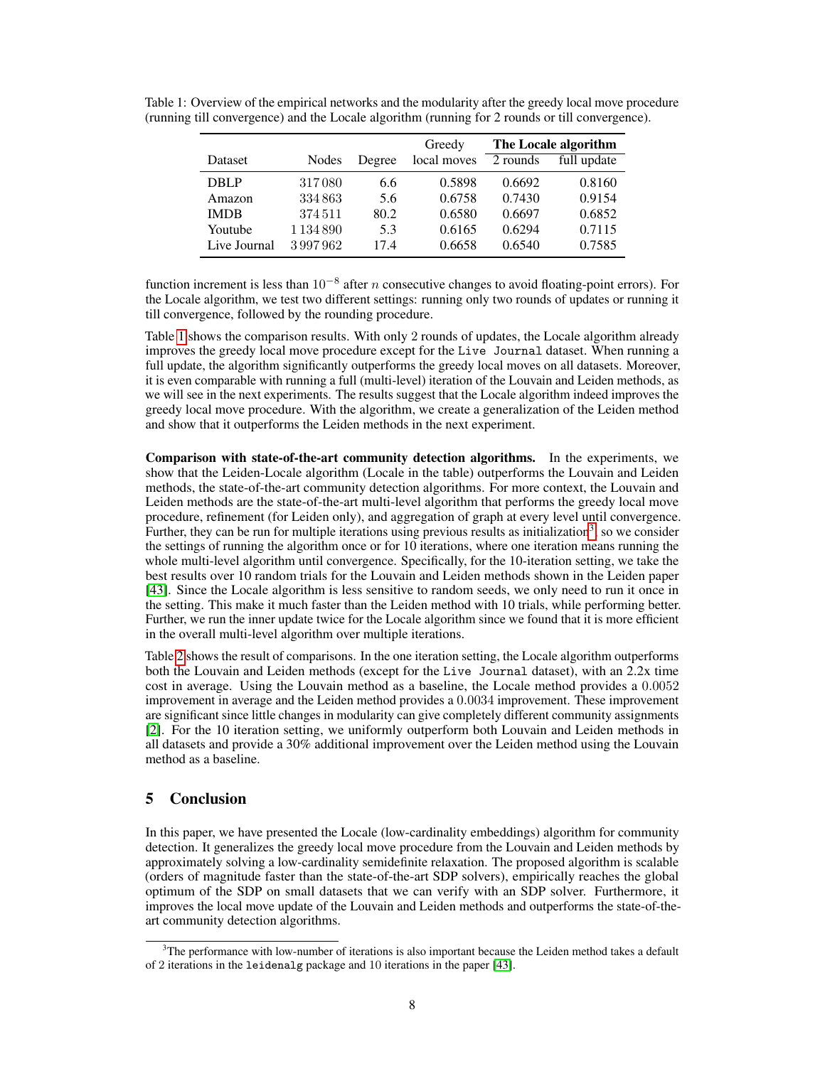Table 1: Overview of the empirical networks and the modularity after the greedy local move procedure (running till convergence) and the Locale algorithm (running for 2 rounds or till convergence).

| Dataset | Nodes | Degree | Greedy local moves | The Locale algorithm | |
|---|---|---|---|---|---|
| | | | | 2 rounds | full update |
| DBLP | 317 080 | 6.6 | 0.5898 | 0.6692 | 0.8160 |
| Amazon | 334 863 | 5.6 | 0.6758 | 0.7430 | 0.9154 |
| IMDB | 374 511 | 80.2 | 0.6580 | 0.6697 | 0.6852 |
| Youtube | 1 134 890 | 5.3 | 0.6165 | 0.6294 | 0.7115 |
| Live Journal | 3 997 962 | 17.4 | 0.6658 | 0.6540 | 0.7585 |

function increment is less than $10^{-8}$ after $n$ consecutive changes to avoid floating-point errors). For the Locale algorithm, we test two different settings: running only two rounds of updates or running it till convergence, followed by the rounding procedure.

Table 1 shows the comparison results. With only 2 rounds of updates, the Locale algorithm already improves the greedy local move procedure except for the `Live Journal` dataset. When running a full update, the algorithm significantly outperforms the greedy local moves on all datasets. Moreover, it is even comparable with running a full (multi-level) iteration of the Louvain and Leiden methods, as we will see in the next experiments. The results suggest that the Locale algorithm indeed improves the greedy local move procedure. With the algorithm, we create a generalization of the Leiden method and show that it outperforms the Leiden methods in the next experiment.

**Comparison with state-of-the-art community detection algorithms.** In the experiments, we show that the Leiden-Locale algorithm (Locale in the table) outperforms the Louvain and Leiden methods, the state-of-the-art community detection algorithms. For more context, the Louvain and Leiden methods are the state-of-the-art multi-level algorithm that performs the greedy local move procedure, refinement (for Leiden only), and aggregation of graph at every level until convergence. Further, they can be run for multiple iterations using previous results as initialization[3], so we consider the settings of running the algorithm once or for 10 iterations, where one iteration means running the whole multi-level algorithm until convergence. Specifically, for the 10-iteration setting, we take the best results over 10 random trials for the Louvain and Leiden methods shown in the Leiden paper [43]. Since the Locale algorithm is less sensitive to random seeds, we only need to run it once in the setting. This make it much faster than the Leiden method with 10 trials, while performing better. Further, we run the inner update twice for the Locale algorithm since we found that it is more efficient in the overall multi-level algorithm over multiple iterations.

Table 2 shows the result of comparisons. In the one iteration setting, the Locale algorithm outperforms both the Louvain and Leiden methods (except for the `Live Journal` dataset), with an 2.2x time cost in average. Using the Louvain method as a baseline, the Locale method provides a $0.0052$ improvement in average and the Leiden method provides a $0.0034$ improvement. These improvement are significant since little changes in modularity can give completely different community assignments [2]. For the 10 iteration setting, we uniformly outperform both Louvain and Leiden methods in all datasets and provide a 30% additional improvement over the Leiden method using the Louvain method as a baseline.

## 5 Conclusion

In this paper, we have presented the Locale (low-cardinality embeddings) algorithm for community detection. It generalizes the greedy local move procedure from the Louvain and Leiden methods by approximately solving a low-cardinality semidefinite relaxation. The proposed algorithm is scalable (orders of magnitude faster than the state-of-the-art SDP solvers), empirically reaches the global optimum of the SDP on small datasets that we can verify with an SDP solver. Furthermore, it improves the local move update of the Louvain and Leiden methods and outperforms the state-of-the-art community detection algorithms.

[3]The performance with low-number of iterations is also important because the Leiden method takes a default of 2 iterations in the `leidenalg` package and 10 iterations in the paper [43].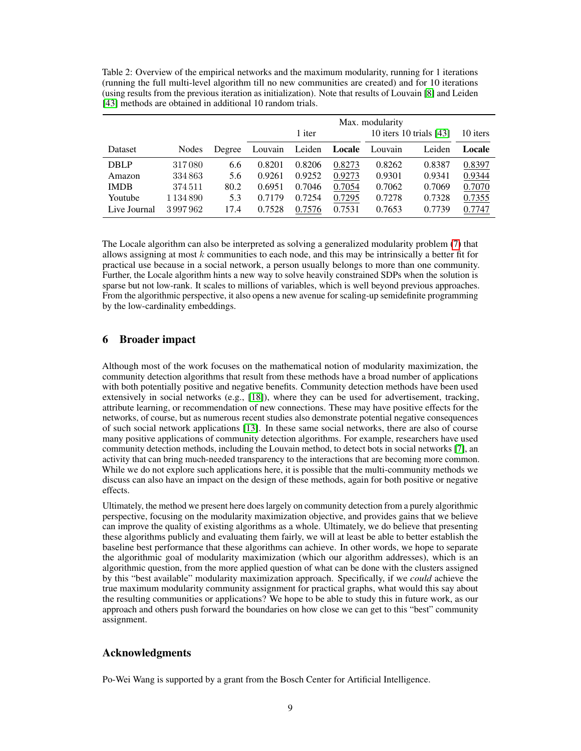Table 2: Overview of the empirical networks and the maximum modularity, running for 1 iterations (running the full multi-level algorithm till no new communities are created) and for 10 iterations (using results from the previous iteration as initialization). Note that results of Louvain [8] and Leiden [43] methods are obtained in additional 10 random trials.

| | | | Max. modularity | | | | | |
|---|---|---|---|---|---|---|---|---|
| | | | 1 iter | | | 10 iters 10 trials [43] | | 10 iters |
| Dataset | Nodes | Degree | Louvain | Leiden | **Locale** | Louvain | Leiden | **Locale** |
| DBLP | 317 080 | 6.6 | 0.8201 | 0.8206 | <u>0.8273</u> | 0.8262 | 0.8387 | <u>0.8397</u> |
| Amazon | 334 863 | 5.6 | 0.9261 | 0.9252 | <u>0.9273</u> | 0.9301 | 0.9341 | <u>0.9344</u> |
| IMDB | 374 511 | 80.2 | 0.6951 | 0.7046 | <u>0.7054</u> | 0.7062 | 0.7069 | <u>0.7070</u> |
| Youtube | 1 134 890 | 5.3 | 0.7179 | 0.7254 | <u>0.7295</u> | 0.7278 | 0.7328 | <u>0.7355</u> |
| Live Journal | 3 997 962 | 17.4 | 0.7528 | <u>0.7576</u> | 0.7531 | 0.7653 | 0.7739 | <u>0.7747</u> |

The Locale algorithm can also be interpreted as solving a generalized modularity problem (7) that allows assigning at most $k$ communities to each node, and this may be intrinsically a better fit for practical use because in a social network, a person usually belongs to more than one community. Further, the Locale algorithm hints a new way to solve heavily constrained SDPs when the solution is sparse but not low-rank. It scales to millions of variables, which is well beyond previous approaches. From the algorithmic perspective, it also opens a new avenue for scaling-up semidefinite programming by the low-cardinality embeddings.

## 6 Broader impact

Although most of the work focuses on the mathematical notion of modularity maximization, the community detection algorithms that result from these methods have a broad number of applications with both potentially positive and negative benefits. Community detection methods have been used extensively in social networks (e.g., [18]), where they can be used for advertisement, tracking, attribute learning, or recommendation of new connections. These may have positive effects for the networks, of course, but as numerous recent studies also demonstrate potential negative consequences of such social network applications [13]. In these same social networks, there are also of course many positive applications of community detection algorithms. For example, researchers have used community detection methods, including the Louvain method, to detect bots in social networks [7], an activity that can bring much-needed transparency to the interactions that are becoming more common. While we do not explore such applications here, it is possible that the multi-community methods we discuss can also have an impact on the design of these methods, again for both positive or negative effects.

Ultimately, the method we present here does largely on community detection from a purely algorithmic perspective, focusing on the modularity maximization objective, and provides gains that we believe can improve the quality of existing algorithms as a whole. Ultimately, we do believe that presenting these algorithms publicly and evaluating them fairly, we will at least be able to better establish the baseline best performance that these algorithms can achieve. In other words, we hope to separate the algorithmic goal of modularity maximization (which our algorithm addresses), which is an algorithmic question, from the more applied question of what can be done with the clusters assigned by this "best available" modularity maximization approach. Specifically, if we *could* achieve the true maximum modularity community assignment for practical graphs, what would this say about the resulting communities or applications? We hope to be able to study this in future work, as our approach and others push forward the boundaries on how close we can get to this "best" community assignment.

## Acknowledgments

Po-Wei Wang is supported by a grant from the Bosch Center for Artificial Intelligence.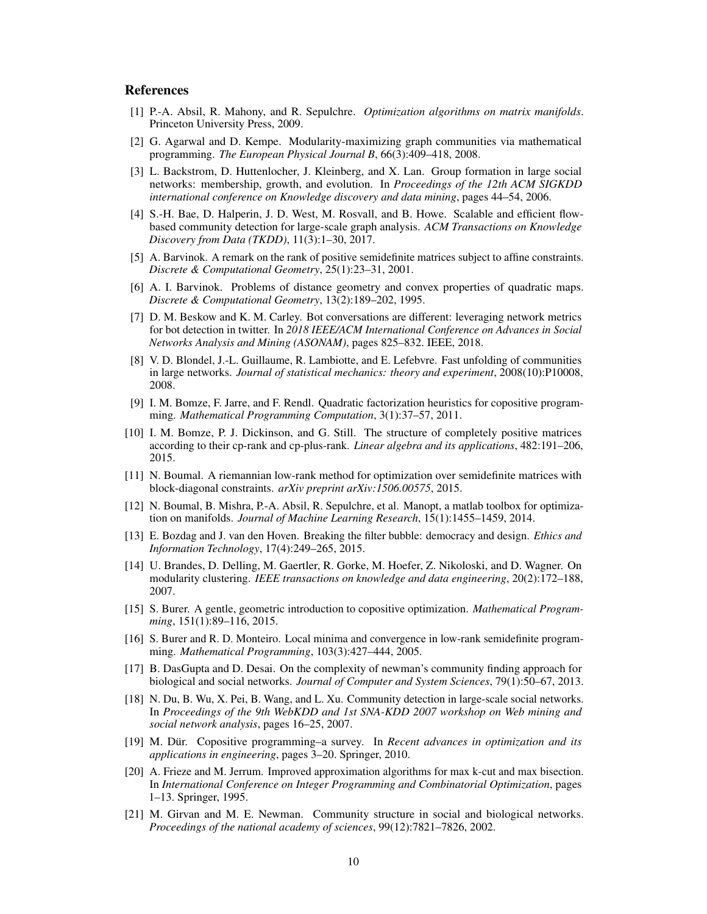## References

[1] P.-A. Absil, R. Mahony, and R. Sepulchre. *Optimization algorithms on matrix manifolds*. Princeton University Press, 2009.

[2] G. Agarwal and D. Kempe. Modularity-maximizing graph communities via mathematical programming. *The European Physical Journal B*, 66(3):409–418, 2008.

[3] L. Backstrom, D. Huttenlocher, J. Kleinberg, and X. Lan. Group formation in large social networks: membership, growth, and evolution. In *Proceedings of the 12th ACM SIGKDD international conference on Knowledge discovery and data mining*, pages 44–54, 2006.

[4] S.-H. Bae, D. Halperin, J. D. West, M. Rosvall, and B. Howe. Scalable and efficient flow-based community detection for large-scale graph analysis. *ACM Transactions on Knowledge Discovery from Data (TKDD)*, 11(3):1–30, 2017.

[5] A. Barvinok. A remark on the rank of positive semidefinite matrices subject to affine constraints. *Discrete & Computational Geometry*, 25(1):23–31, 2001.

[6] A. I. Barvinok. Problems of distance geometry and convex properties of quadratic maps. *Discrete & Computational Geometry*, 13(2):189–202, 1995.

[7] D. M. Beskow and K. M. Carley. Bot conversations are different: leveraging network metrics for bot detection in twitter. In *2018 IEEE/ACM International Conference on Advances in Social Networks Analysis and Mining (ASONAM)*, pages 825–832. IEEE, 2018.

[8] V. D. Blondel, J.-L. Guillaume, R. Lambiotte, and E. Lefebvre. Fast unfolding of communities in large networks. *Journal of statistical mechanics: theory and experiment*, 2008(10):P10008, 2008.

[9] I. M. Bomze, F. Jarre, and F. Rendl. Quadratic factorization heuristics for copositive programming. *Mathematical Programming Computation*, 3(1):37–57, 2011.

[10] I. M. Bomze, P. J. Dickinson, and G. Still. The structure of completely positive matrices according to their cp-rank and cp-plus-rank. *Linear algebra and its applications*, 482:191–206, 2015.

[11] N. Boumal. A riemannian low-rank method for optimization over semidefinite matrices with block-diagonal constraints. *arXiv preprint arXiv:1506.00575*, 2015.

[12] N. Boumal, B. Mishra, P.-A. Absil, R. Sepulchre, et al. Manopt, a matlab toolbox for optimization on manifolds. *Journal of Machine Learning Research*, 15(1):1455–1459, 2014.

[13] E. Bozdag and J. van den Hoven. Breaking the filter bubble: democracy and design. *Ethics and Information Technology*, 17(4):249–265, 2015.

[14] U. Brandes, D. Delling, M. Gaertler, R. Gorke, M. Hoefer, Z. Nikoloski, and D. Wagner. On modularity clustering. *IEEE transactions on knowledge and data engineering*, 20(2):172–188, 2007.

[15] S. Burer. A gentle, geometric introduction to copositive optimization. *Mathematical Programming*, 151(1):89–116, 2015.

[16] S. Burer and R. D. Monteiro. Local minima and convergence in low-rank semidefinite programming. *Mathematical Programming*, 103(3):427–444, 2005.

[17] B. DasGupta and D. Desai. On the complexity of newman's community finding approach for biological and social networks. *Journal of Computer and System Sciences*, 79(1):50–67, 2013.

[18] N. Du, B. Wu, X. Pei, B. Wang, and L. Xu. Community detection in large-scale social networks. In *Proceedings of the 9th WebKDD and 1st SNA-KDD 2007 workshop on Web mining and social network analysis*, pages 16–25, 2007.

[19] M. Dür. Copositive programming–a survey. In *Recent advances in optimization and its applications in engineering*, pages 3–20. Springer, 2010.

[20] A. Frieze and M. Jerrum. Improved approximation algorithms for max k-cut and max bisection. In *International Conference on Integer Programming and Combinatorial Optimization*, pages 1–13. Springer, 1995.

[21] M. Girvan and M. E. Newman. Community structure in social and biological networks. *Proceedings of the national academy of sciences*, 99(12):7821–7826, 2002.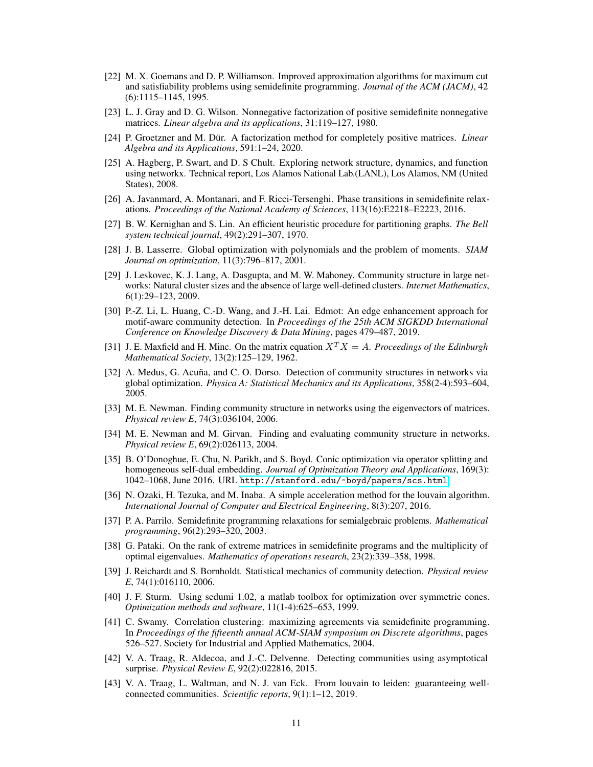[22] M. X. Goemans and D. P. Williamson. Improved approximation algorithms for maximum cut and satisfiability problems using semidefinite programming. *Journal of the ACM (JACM)*, 42 (6):1115–1145, 1995.

[23] L. J. Gray and D. G. Wilson. Nonnegative factorization of positive semidefinite nonnegative matrices. *Linear algebra and its applications*, 31:119–127, 1980.

[24] P. Groetzner and M. Dür. A factorization method for completely positive matrices. *Linear Algebra and its Applications*, 591:1–24, 2020.

[25] A. Hagberg, P. Swart, and D. S Chult. Exploring network structure, dynamics, and function using networkx. Technical report, Los Alamos National Lab.(LANL), Los Alamos, NM (United States), 2008.

[26] A. Javanmard, A. Montanari, and F. Ricci-Tersenghi. Phase transitions in semidefinite relaxations. *Proceedings of the National Academy of Sciences*, 113(16):E2218–E2223, 2016.

[27] B. W. Kernighan and S. Lin. An efficient heuristic procedure for partitioning graphs. *The Bell system technical journal*, 49(2):291–307, 1970.

[28] J. B. Lasserre. Global optimization with polynomials and the problem of moments. *SIAM Journal on optimization*, 11(3):796–817, 2001.

[29] J. Leskovec, K. J. Lang, A. Dasgupta, and M. W. Mahoney. Community structure in large networks: Natural cluster sizes and the absence of large well-defined clusters. *Internet Mathematics*, 6(1):29–123, 2009.

[30] P.-Z. Li, L. Huang, C.-D. Wang, and J.-H. Lai. Edmot: An edge enhancement approach for motif-aware community detection. In *Proceedings of the 25th ACM SIGKDD International Conference on Knowledge Discovery & Data Mining*, pages 479–487, 2019.

[31] J. E. Maxfield and H. Minc. On the matrix equation $X^T X = A$. *Proceedings of the Edinburgh Mathematical Society*, 13(2):125–129, 1962.

[32] A. Medus, G. Acuña, and C. O. Dorso. Detection of community structures in networks via global optimization. *Physica A: Statistical Mechanics and its Applications*, 358(2-4):593–604, 2005.

[33] M. E. Newman. Finding community structure in networks using the eigenvectors of matrices. *Physical review E*, 74(3):036104, 2006.

[34] M. E. Newman and M. Girvan. Finding and evaluating community structure in networks. *Physical review E*, 69(2):026113, 2004.

[35] B. O'Donoghue, E. Chu, N. Parikh, and S. Boyd. Conic optimization via operator splitting and homogeneous self-dual embedding. *Journal of Optimization Theory and Applications*, 169(3): 1042–1068, June 2016. URL http://stanford.edu/~boyd/papers/scs.html.

[36] N. Ozaki, H. Tezuka, and M. Inaba. A simple acceleration method for the louvain algorithm. *International Journal of Computer and Electrical Engineering*, 8(3):207, 2016.

[37] P. A. Parrilo. Semidefinite programming relaxations for semialgebraic problems. *Mathematical programming*, 96(2):293–320, 2003.

[38] G. Pataki. On the rank of extreme matrices in semidefinite programs and the multiplicity of optimal eigenvalues. *Mathematics of operations research*, 23(2):339–358, 1998.

[39] J. Reichardt and S. Bornholdt. Statistical mechanics of community detection. *Physical review E*, 74(1):016110, 2006.

[40] J. F. Sturm. Using sedumi 1.02, a matlab toolbox for optimization over symmetric cones. *Optimization methods and software*, 11(1-4):625–653, 1999.

[41] C. Swamy. Correlation clustering: maximizing agreements via semidefinite programming. In *Proceedings of the fifteenth annual ACM-SIAM symposium on Discrete algorithms*, pages 526–527. Society for Industrial and Applied Mathematics, 2004.

[42] V. A. Traag, R. Aldecoa, and J.-C. Delvenne. Detecting communities using asymptotical surprise. *Physical Review E*, 92(2):022816, 2015.

[43] V. A. Traag, L. Waltman, and N. J. van Eck. From louvain to leiden: guaranteeing well-connected communities. *Scientific reports*, 9(1):1–12, 2019.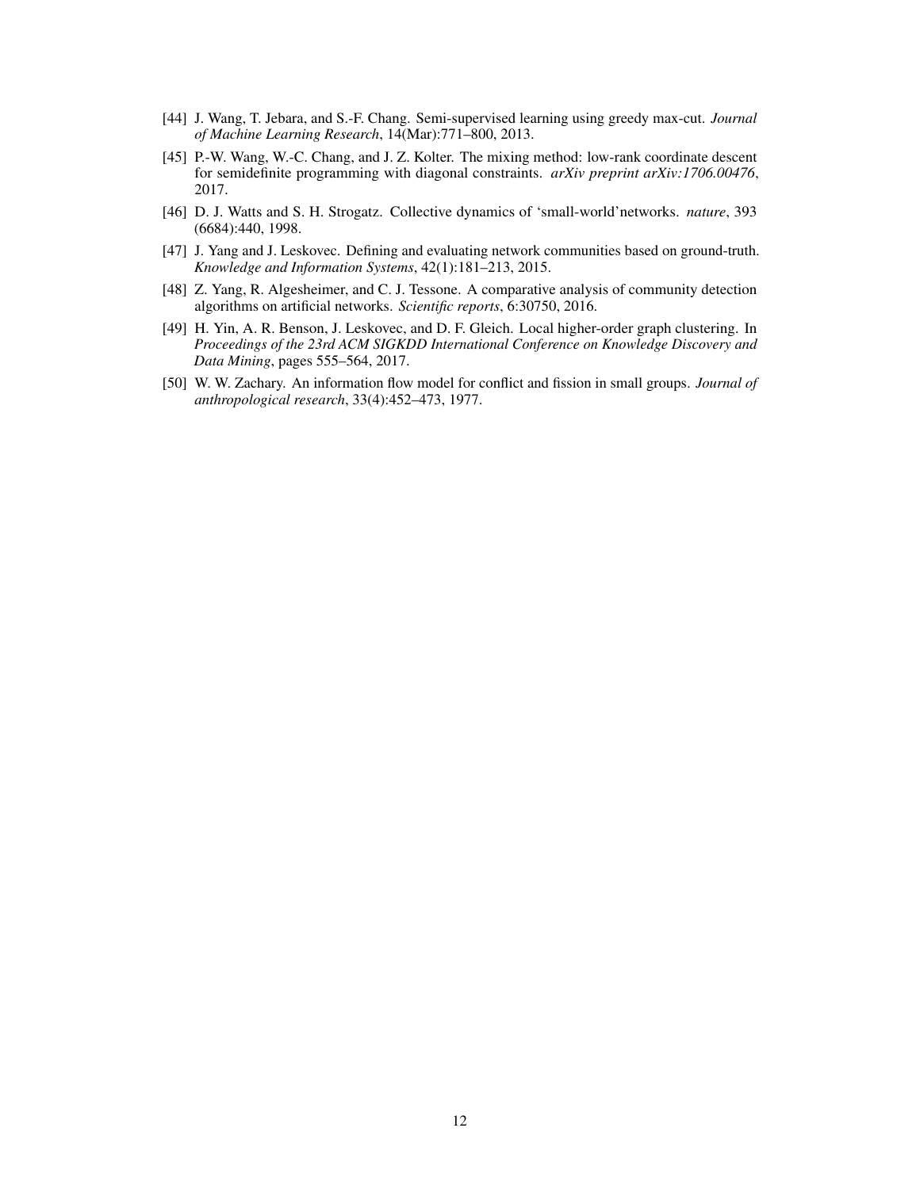[44] J. Wang, T. Jebara, and S.-F. Chang. Semi-supervised learning using greedy max-cut. *Journal of Machine Learning Research*, 14(Mar):771–800, 2013.

[45] P.-W. Wang, W.-C. Chang, and J. Z. Kolter. The mixing method: low-rank coordinate descent for semidefinite programming with diagonal constraints. *arXiv preprint arXiv:1706.00476*, 2017.

[46] D. J. Watts and S. H. Strogatz. Collective dynamics of 'small-world'networks. *nature*, 393 (6684):440, 1998.

[47] J. Yang and J. Leskovec. Defining and evaluating network communities based on ground-truth. *Knowledge and Information Systems*, 42(1):181–213, 2015.

[48] Z. Yang, R. Algesheimer, and C. J. Tessone. A comparative analysis of community detection algorithms on artificial networks. *Scientific reports*, 6:30750, 2016.

[49] H. Yin, A. R. Benson, J. Leskovec, and D. F. Gleich. Local higher-order graph clustering. In *Proceedings of the 23rd ACM SIGKDD International Conference on Knowledge Discovery and Data Mining*, pages 555–564, 2017.

[50] W. W. Zachary. An information flow model for conflict and fission in small groups. *Journal of anthropological research*, 33(4):452–473, 1977.